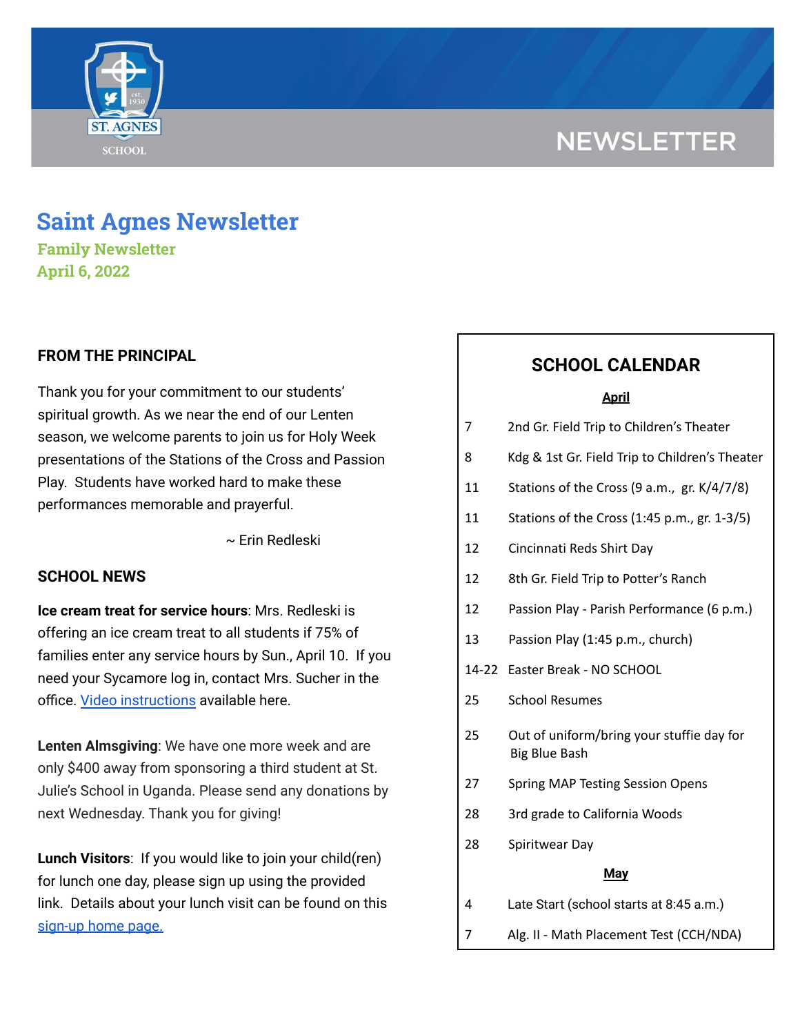# Saint Agnes Newsletter

**Family Newsletter**

**April 6, 2022**

## FROM THE PRINCIPAL

Thank you for your commitment to our students' spiritual growth. As we near the end of our Lenten season, we welcome parents to join us for Holy Week presentations of the Stations of the Cross and Passion Play. Students have worked hard to make these performances memorable and prayerful.

~ Erin Redleski

## SCHOOL NEWS

**Ice cream treat for service hours**: Mrs. Redleski is offering an ice cream treat to all students if 75% of families enter any service hours by Sun., April 10. If you need your Sycamore log in, contact Mrs. Sucher in the office. Video instructions available here.

**Lenten Almsgiving**: We have one more week and are only $400 away from sponsoring a third student at St. Julie's School in Uganda. Please send any donations by next Wednesday. Thank you for giving!

**Lunch Visitors**: If you would like to join your child(ren) for lunch one day, please sign up using the provided link. Details about your lunch visit can be found on this sign-up home page.

## SCHOOL CALENDAR

**April**

| | |
|---|---|
| 7 | 2nd Gr. Field Trip to Children's Theater |
| 8 | Kdg & 1st Gr. Field Trip to Children's Theater |
| 11 | Stations of the Cross (9 a.m., gr. K/4/7/8) |
| 11 | Stations of the Cross (1:45 p.m., gr. 1-3/5) |
| 12 | Cincinnati Reds Shirt Day |
| 12 | 8th Gr. Field Trip to Potter's Ranch |
| 12 | Passion Play - Parish Performance (6 p.m.) |
| 13 | Passion Play (1:45 p.m., church) |
| 14-22 | Easter Break - NO SCHOOL |
| 25 | School Resumes |
| 25 | Out of uniform/bring your stuffie day for Big Blue Bash |
| 27 | Spring MAP Testing Session Opens |
| 28 | 3rd grade to California Woods |
| 28 | Spiritwear Day |

**May**

| | |
|---|---|
| 4 | Late Start (school starts at 8:45 a.m.) |
| 7 | Alg. II - Math Placement Test (CCH/NDA) |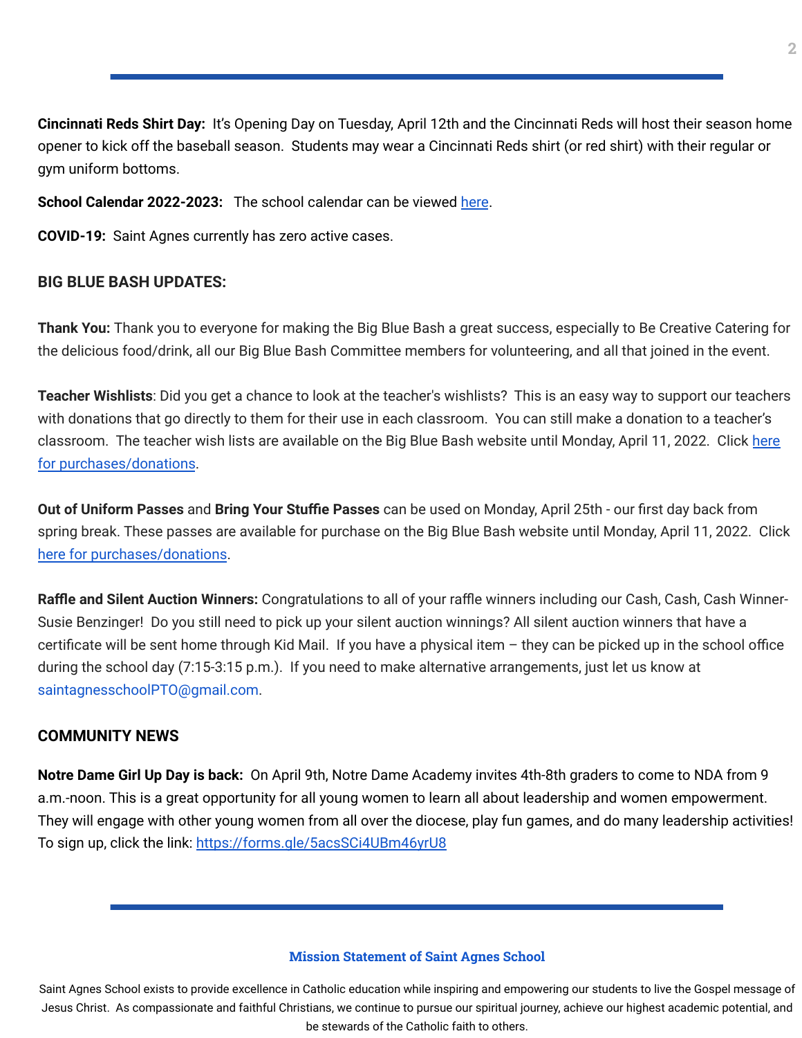**Cincinnati Reds Shirt Day:** It's Opening Day on Tuesday, April 12th and the Cincinnati Reds will host their season home opener to kick off the baseball season. Students may wear a Cincinnati Reds shirt (or red shirt) with their regular or gym uniform bottoms.

**School Calendar 2022-2023:** The school calendar can be viewed here.

**COVID-19:** Saint Agnes currently has zero active cases.

## BIG BLUE BASH UPDATES:

**Thank You:** Thank you to everyone for making the Big Blue Bash a great success, especially to Be Creative Catering for the delicious food/drink, all our Big Blue Bash Committee members for volunteering, and all that joined in the event.

**Teacher Wishlists**: Did you get a chance to look at the teacher's wishlists? This is an easy way to support our teachers with donations that go directly to them for their use in each classroom. You can still make a donation to a teacher's classroom. The teacher wish lists are available on the Big Blue Bash website until Monday, April 11, 2022. Click here for purchases/donations.

**Out of Uniform Passes** and **Bring Your Stuffie Passes** can be used on Monday, April 25th - our first day back from spring break. These passes are available for purchase on the Big Blue Bash website until Monday, April 11, 2022. Click here for purchases/donations.

**Raffle and Silent Auction Winners:** Congratulations to all of your raffle winners including our Cash, Cash, Cash Winner- Susie Benzinger! Do you still need to pick up your silent auction winnings? All silent auction winners that have a certificate will be sent home through Kid Mail. If you have a physical item – they can be picked up in the school office during the school day (7:15-3:15 p.m.). If you need to make alternative arrangements, just let us know at saintagnesschoolPTO@gmail.com.

## COMMUNITY NEWS

**Notre Dame Girl Up Day is back:** On April 9th, Notre Dame Academy invites 4th-8th graders to come to NDA from 9 a.m.-noon. This is a great opportunity for all young women to learn all about leadership and women empowerment. They will engage with other young women from all over the diocese, play fun games, and do many leadership activities! To sign up, click the link: https://forms.gle/5acsSCi4UBm46yrU8

### Mission Statement of Saint Agnes School

Saint Agnes School exists to provide excellence in Catholic education while inspiring and empowering our students to live the Gospel message of Jesus Christ. As compassionate and faithful Christians, we continue to pursue our spiritual journey, achieve our highest academic potential, and be stewards of the Catholic faith to others.